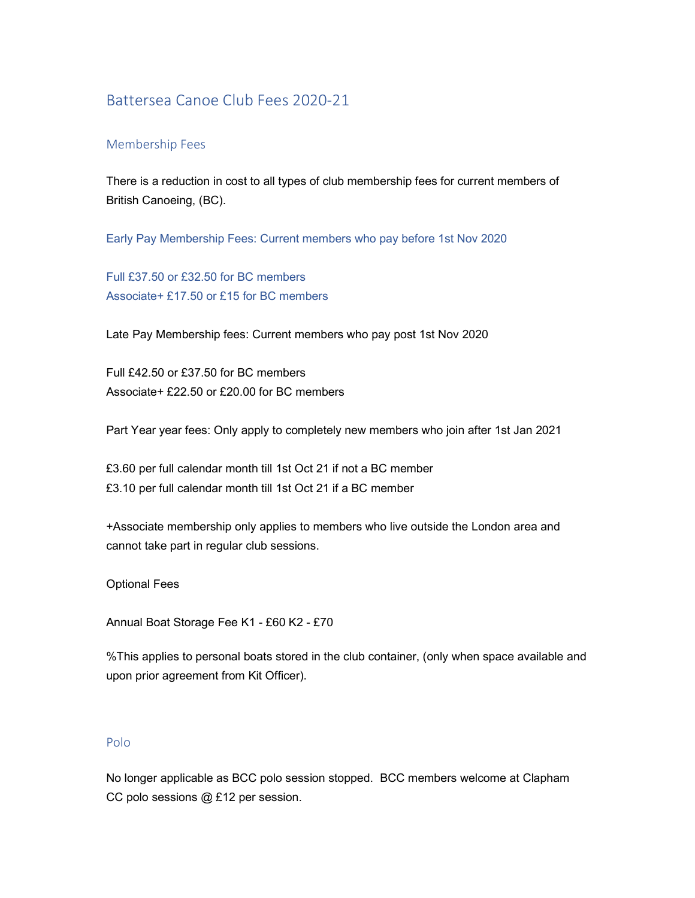# Battersea Canoe Club Fees 2020-21

## Membership Fees

There is a reduction in cost to all types of club membership fees for current members of British Canoeing, (BC).

Early Pay Membership Fees: Current members who pay before 1st Nov 2020

Full £37.50 or £32.50 for BC members
Associate+ £17.50 or £15 for BC members

Late Pay Membership fees: Current members who pay post 1st Nov 2020

Full £42.50 or £37.50 for BC members
Associate+ £22.50 or £20.00 for BC members

Part Year year fees: Only apply to completely new members who join after 1st Jan 2021

£3.60 per full calendar month till 1st Oct 21 if not a BC member
£3.10 per full calendar month till 1st Oct 21 if a BC member

+Associate membership only applies to members who live outside the London area and cannot take part in regular club sessions.

Optional Fees

Annual Boat Storage Fee K1 - £60 K2 - £70

%This applies to personal boats stored in the club container, (only when space available and upon prior agreement from Kit Officer).

## Polo

No longer applicable as BCC polo session stopped. BCC members welcome at Clapham CC polo sessions @ £12 per session.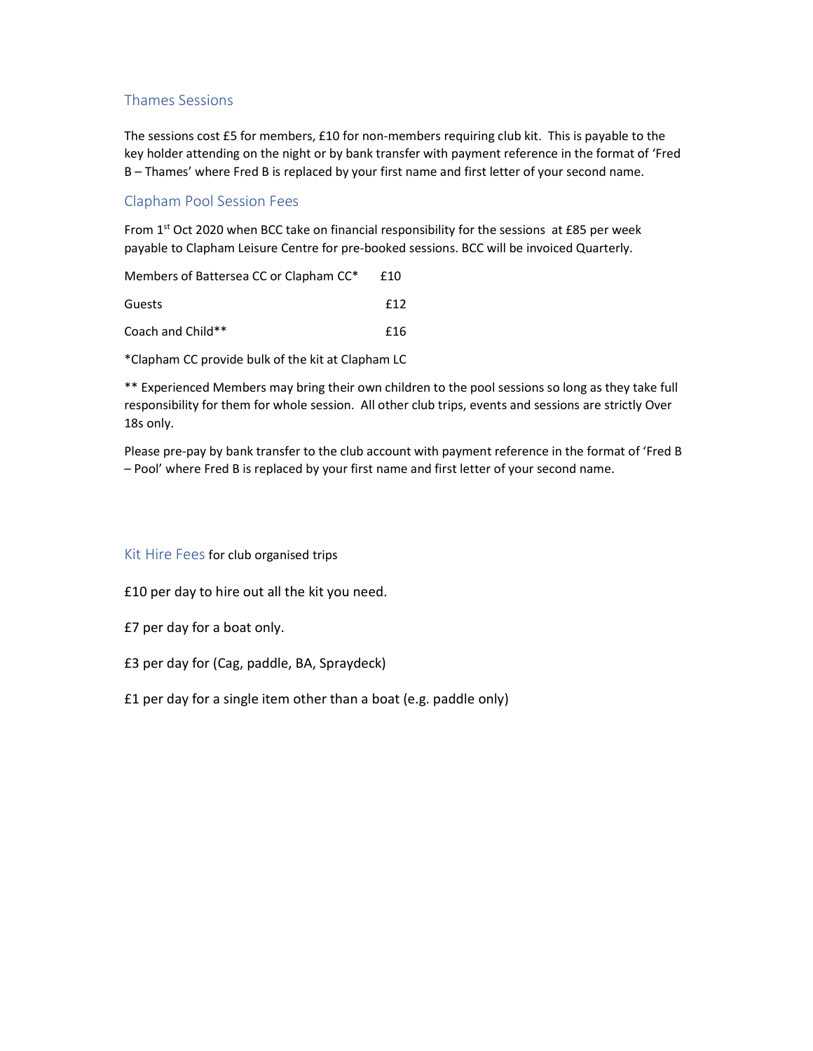## Thames Sessions

The sessions cost £5 for members, £10 for non-members requiring club kit. This is payable to the key holder attending on the night or by bank transfer with payment reference in the format of 'Fred B – Thames' where Fred B is replaced by your first name and first letter of your second name.

## Clapham Pool Session Fees

From 1st Oct 2020 when BCC take on financial responsibility for the sessions at £85 per week payable to Clapham Leisure Centre for pre-booked sessions. BCC will be invoiced Quarterly.

| | |
|---|---|
| Members of Battersea CC or Clapham CC* | £10 |
| Guests | £12 |
| Coach and Child** | £16 |

*Clapham CC provide bulk of the kit at Clapham LC

** Experienced Members may bring their own children to the pool sessions so long as they take full responsibility for them for whole session. All other club trips, events and sessions are strictly Over 18s only.

Please pre-pay by bank transfer to the club account with payment reference in the format of 'Fred B – Pool' where Fred B is replaced by your first name and first letter of your second name.

## Kit Hire Fees for club organised trips

£10 per day to hire out all the kit you need.

£7 per day for a boat only.

£3 per day for (Cag, paddle, BA, Spraydeck)

£1 per day for a single item other than a boat (e.g. paddle only)